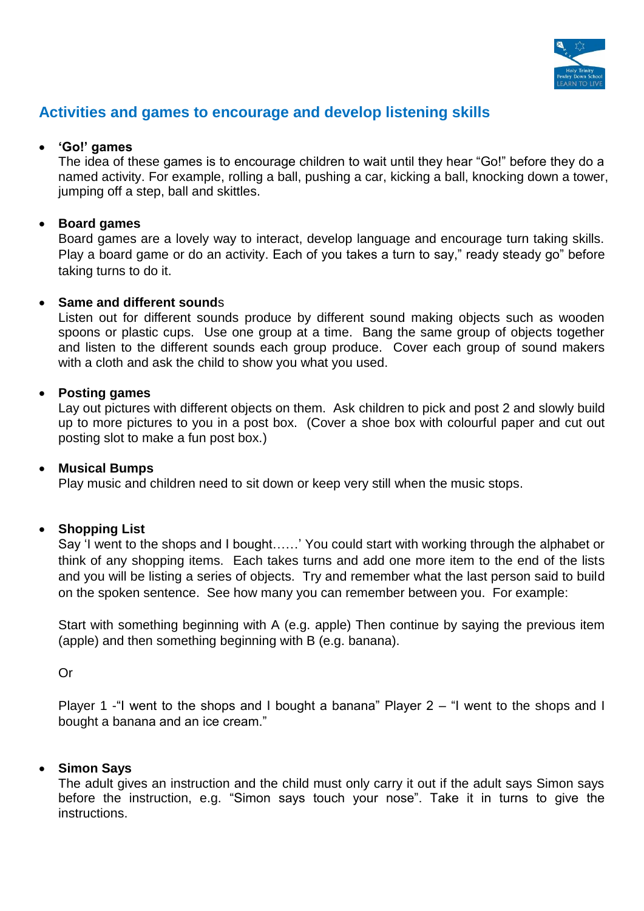## Activities and games to encourage and develop listening skills

- **'Go!' games**
  The idea of these games is to encourage children to wait until they hear "Go!" before they do a named activity. For example, rolling a ball, pushing a car, kicking a ball, knocking down a tower, jumping off a step, ball and skittles.

- **Board games**
  Board games are a lovely way to interact, develop language and encourage turn taking skills. Play a board game or do an activity. Each of you takes a turn to say," ready steady go" before taking turns to do it.

- **Same and different sounds**
  Listen out for different sounds produce by different sound making objects such as wooden spoons or plastic cups. Use one group at a time. Bang the same group of objects together and listen to the different sounds each group produce. Cover each group of sound makers with a cloth and ask the child to show you what you used.

- **Posting games**
  Lay out pictures with different objects on them. Ask children to pick and post 2 and slowly build up to more pictures to you in a post box. (Cover a shoe box with colourful paper and cut out posting slot to make a fun post box.)

- **Musical Bumps**
  Play music and children need to sit down or keep very still when the music stops.

- **Shopping List**
  Say 'I went to the shops and I bought……' You could start with working through the alphabet or think of any shopping items. Each takes turns and add one more item to the end of the lists and you will be listing a series of objects. Try and remember what the last person said to build on the spoken sentence. See how many you can remember between you. For example:

  Start with something beginning with A (e.g. apple) Then continue by saying the previous item (apple) and then something beginning with B (e.g. banana).

  Or

  Player 1 -"I went to the shops and I bought a banana" Player 2 – "I went to the shops and I bought a banana and an ice cream."

- **Simon Says**
  The adult gives an instruction and the child must only carry it out if the adult says Simon says before the instruction, e.g. "Simon says touch your nose". Take it in turns to give the instructions.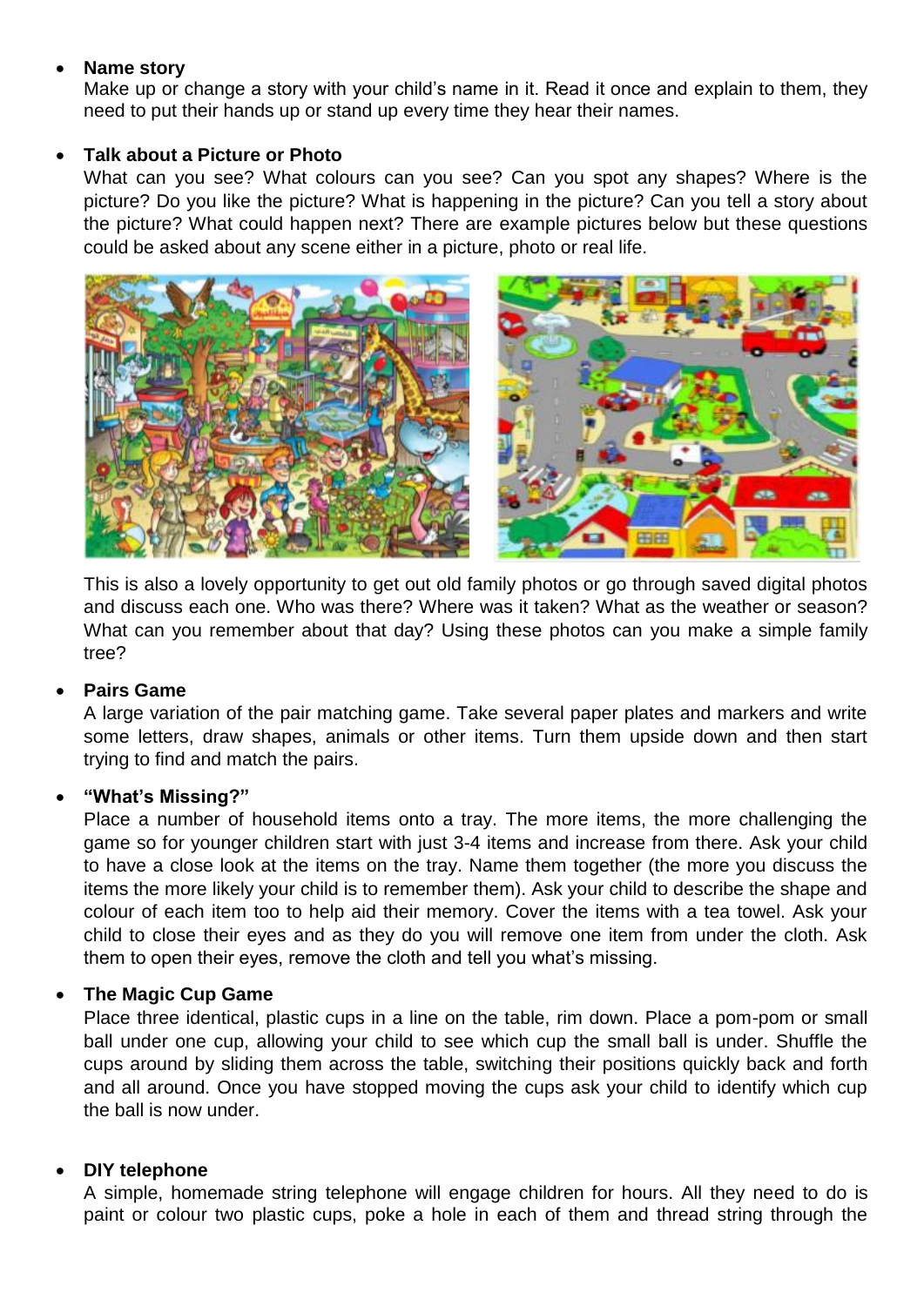- **Name story**
  Make up or change a story with your child's name in it. Read it once and explain to them, they need to put their hands up or stand up every time they hear their names.

- **Talk about a Picture or Photo**
  What can you see? What colours can you see? Can you spot any shapes? Where is the picture? Do you like the picture? What is happening in the picture? Can you tell a story about the picture? What could happen next? There are example pictures below but these questions could be asked about any scene either in a picture, photo or real life.

  This is also a lovely opportunity to get out old family photos or go through saved digital photos and discuss each one. Who was there? Where was it taken? What as the weather or season? What can you remember about that day? Using these photos can you make a simple family tree?

- **Pairs Game**
  A large variation of the pair matching game. Take several paper plates and markers and write some letters, draw shapes, animals or other items. Turn them upside down and then start trying to find and match the pairs.

- **"What's Missing?"**
  Place a number of household items onto a tray. The more items, the more challenging the game so for younger children start with just 3-4 items and increase from there. Ask your child to have a close look at the items on the tray. Name them together (the more you discuss the items the more likely your child is to remember them). Ask your child to describe the shape and colour of each item too to help aid their memory. Cover the items with a tea towel. Ask your child to close their eyes and as they do you will remove one item from under the cloth. Ask them to open their eyes, remove the cloth and tell you what's missing.

- **The Magic Cup Game**
  Place three identical, plastic cups in a line on the table, rim down. Place a pom-pom or small ball under one cup, allowing your child to see which cup the small ball is under. Shuffle the cups around by sliding them across the table, switching their positions quickly back and forth and all around. Once you have stopped moving the cups ask your child to identify which cup the ball is now under.

- **DIY telephone**
  A simple, homemade string telephone will engage children for hours. All they need to do is paint or colour two plastic cups, poke a hole in each of them and thread string through the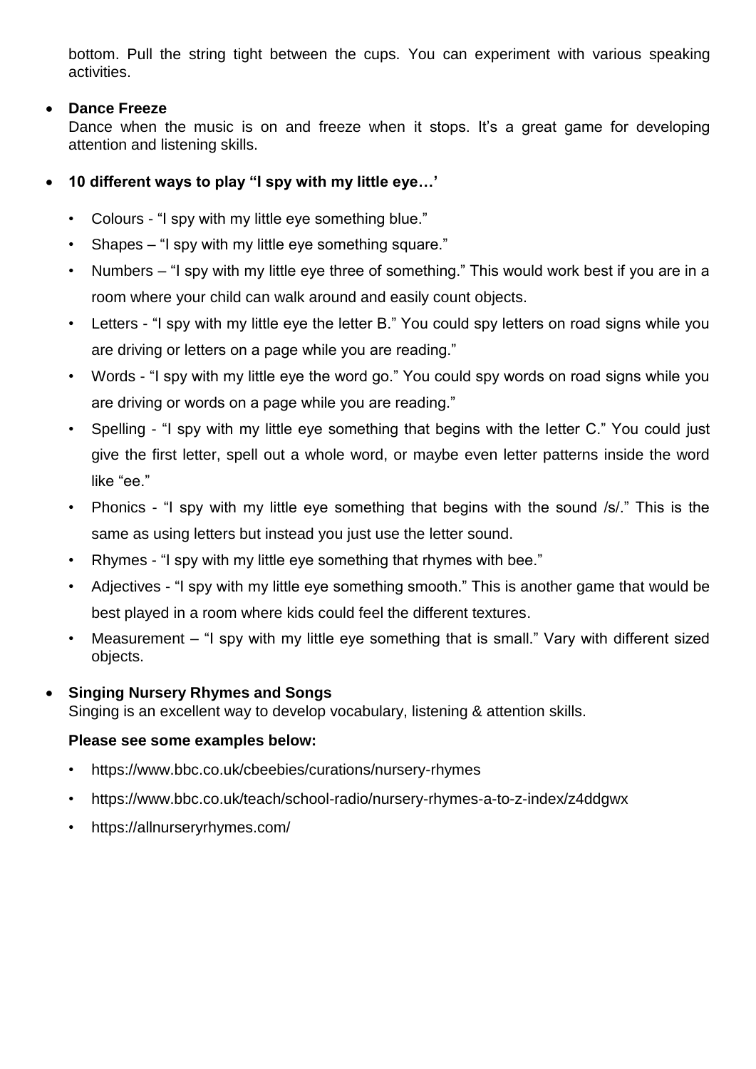bottom. Pull the string tight between the cups. You can experiment with various speaking activities.

- **Dance Freeze**
  Dance when the music is on and freeze when it stops. It’s a great game for developing attention and listening skills.

- **10 different ways to play “I spy with my little eye…’**
  - Colours - “I spy with my little eye something blue.”
  - Shapes – “I spy with my little eye something square.”
  - Numbers – “I spy with my little eye three of something.” This would work best if you are in a room where your child can walk around and easily count objects.
  - Letters - “I spy with my little eye the letter B.” You could spy letters on road signs while you are driving or letters on a page while you are reading.”
  - Words - “I spy with my little eye the word go.” You could spy words on road signs while you are driving or words on a page while you are reading.”
  - Spelling - “I spy with my little eye something that begins with the letter C.” You could just give the first letter, spell out a whole word, or maybe even letter patterns inside the word like “ee.”
  - Phonics - “I spy with my little eye something that begins with the sound /s/.” This is the same as using letters but instead you just use the letter sound.
  - Rhymes - “I spy with my little eye something that rhymes with bee.”
  - Adjectives - “I spy with my little eye something smooth.” This is another game that would be best played in a room where kids could feel the different textures.
  - Measurement – “I spy with my little eye something that is small.” Vary with different sized objects.

- **Singing Nursery Rhymes and Songs**
  Singing is an excellent way to develop vocabulary, listening & attention skills.

  **Please see some examples below:**

  - https://www.bbc.co.uk/cbeebies/curations/nursery-rhymes
  - https://www.bbc.co.uk/teach/school-radio/nursery-rhymes-a-to-z-index/z4ddgwx
  - https://allnurseryrhymes.com/